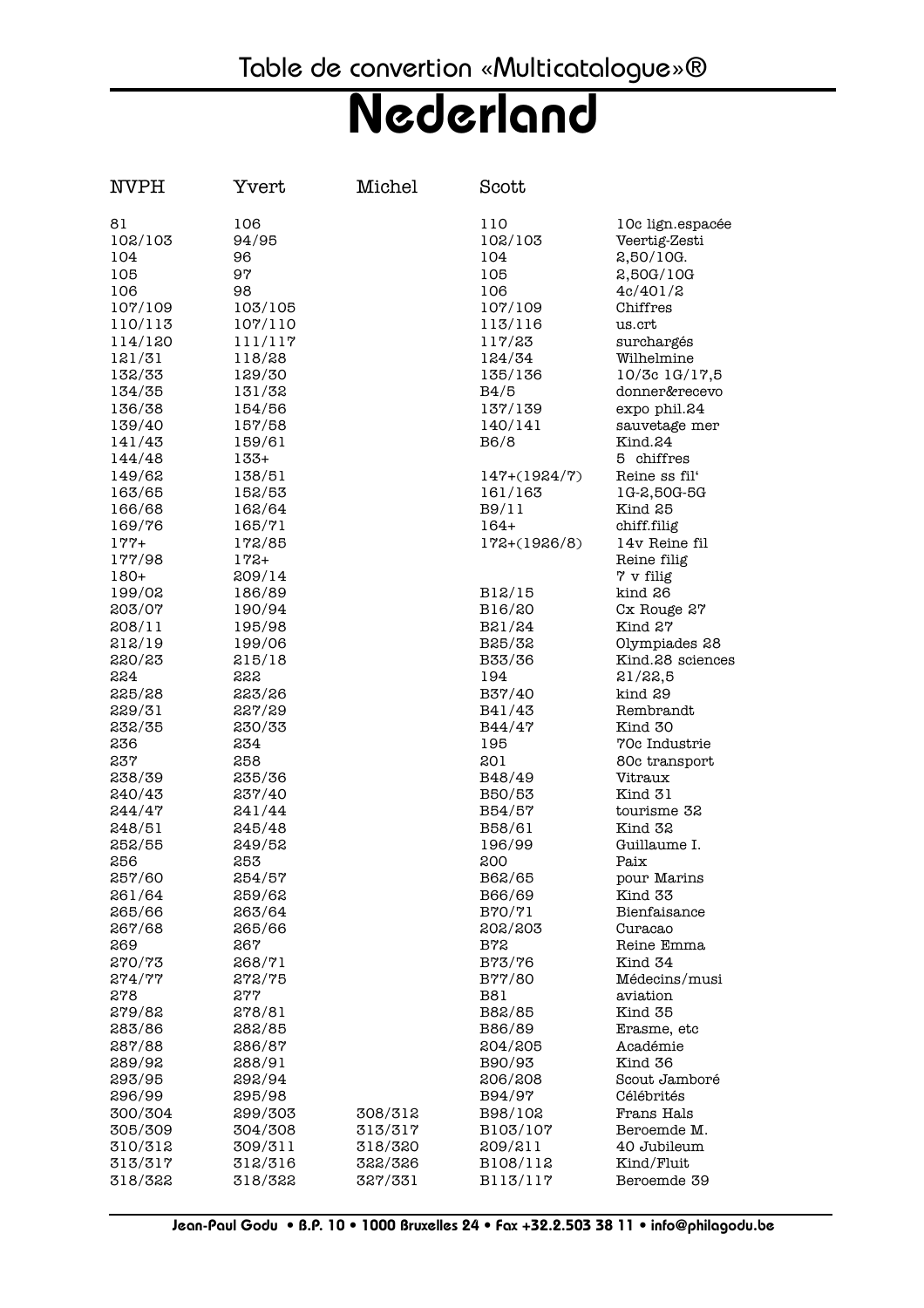Table de convertion «Multicatalogue»®

# Nederland

| NVPH | Yvert | Michel | Scott | |
|---|---|---|---|---|
| 81 | 106 | | 110 | 10c lign.espacée |
| 102/103 | 94/95 | | 102/103 | Veertig-Zesti |
| 104 | 96 | | 104 | 2,50/10G. |
| 105 | 97 | | 105 | 2,50G/10G |
| 106 | 98 | | 106 | 4c/401/2 |
| 107/109 | 103/105 | | 107/109 | Chiffres |
| 110/113 | 107/110 | | 113/116 | us.crt |
| 114/120 | 111/117 | | 117/23 | surchargés |
| 121/31 | 118/28 | | 124/34 | Wilhelmine |
| 132/33 | 129/30 | | 135/136 | 10/3c 1G/17,5 |
| 134/35 | 131/32 | | B4/5 | donner&recevo |
| 136/38 | 154/56 | | 137/139 | expo phil.24 |
| 139/40 | 157/58 | | 140/141 | sauvetage mer |
| 141/43 | 159/61 | | B6/8 | Kind.24 |
| 144/48 | 133+ | | | 5 chiffres |
| 149/62 | 138/51 | | 147+(1924/7) | Reine ss fil' |
| 163/65 | 152/53 | | 161/163 | 1G-2,50G-5G |
| 166/68 | 162/64 | | B9/11 | Kind 25 |
| 169/76 | 165/71 | | 164+ | chiff.filig |
| 177+ | 172/85 | | 172+(1926/8) | 14v Reine fil |
| 177/98 | 172+ | | | Reine filig |
| 180+ | 209/14 | | | 7 v filig |
| 199/02 | 186/89 | | B12/15 | kind 26 |
| 203/07 | 190/94 | | B16/20 | Cx Rouge 27 |
| 208/11 | 195/98 | | B21/24 | Kind 27 |
| 212/19 | 199/06 | | B25/32 | Olympiades 28 |
| 220/23 | 215/18 | | B33/36 | Kind.28 sciences |
| 224 | 222 | | 194 | 21/22,5 |
| 225/28 | 223/26 | | B37/40 | kind 29 |
| 229/31 | 227/29 | | B41/43 | Rembrandt |
| 232/35 | 230/33 | | B44/47 | Kind 30 |
| 236 | 234 | | 195 | 70c Industrie |
| 237 | 258 | | 201 | 80c transport |
| 238/39 | 235/36 | | B48/49 | Vitraux |
| 240/43 | 237/40 | | B50/53 | Kind 31 |
| 244/47 | 241/44 | | B54/57 | tourisme 32 |
| 248/51 | 245/48 | | B58/61 | Kind 32 |
| 252/55 | 249/52 | | 196/99 | Guillaume I. |
| 256 | 253 | | 200 | Paix |
| 257/60 | 254/57 | | B62/65 | pour Marins |
| 261/64 | 259/62 | | B66/69 | Kind 33 |
| 265/66 | 263/64 | | B70/71 | Bienfaisance |
| 267/68 | 265/66 | | 202/203 | Curacao |
| 269 | 267 | | B72 | Reine Emma |
| 270/73 | 268/71 | | B73/76 | Kind 34 |
| 274/77 | 272/75 | | B77/80 | Médecins/musi |
| 278 | 277 | | B81 | aviation |
| 279/82 | 278/81 | | B82/85 | Kind 35 |
| 283/86 | 282/85 | | B86/89 | Erasme, etc |
| 287/88 | 286/87 | | 204/205 | Académie |
| 289/92 | 288/91 | | B90/93 | Kind 36 |
| 293/95 | 292/94 | | 206/208 | Scout Jamboré |
| 296/99 | 295/98 | | B94/97 | Célébrités |
| 300/304 | 299/303 | 308/312 | B98/102 | Frans Hals |
| 305/309 | 304/308 | 313/317 | B103/107 | Beroemde M. |
| 310/312 | 309/311 | 318/320 | 209/211 | 40 Jubileum |
| 313/317 | 312/316 | 322/326 | B108/112 | Kind/Fluit |
| 318/322 | 318/322 | 327/331 | B113/117 | Beroemde 39 |

Jean-Paul Godu • B.P. 10 • 1000 Bruxelles 24 • Fax +32.2.503 38 11 • info@philagodu.be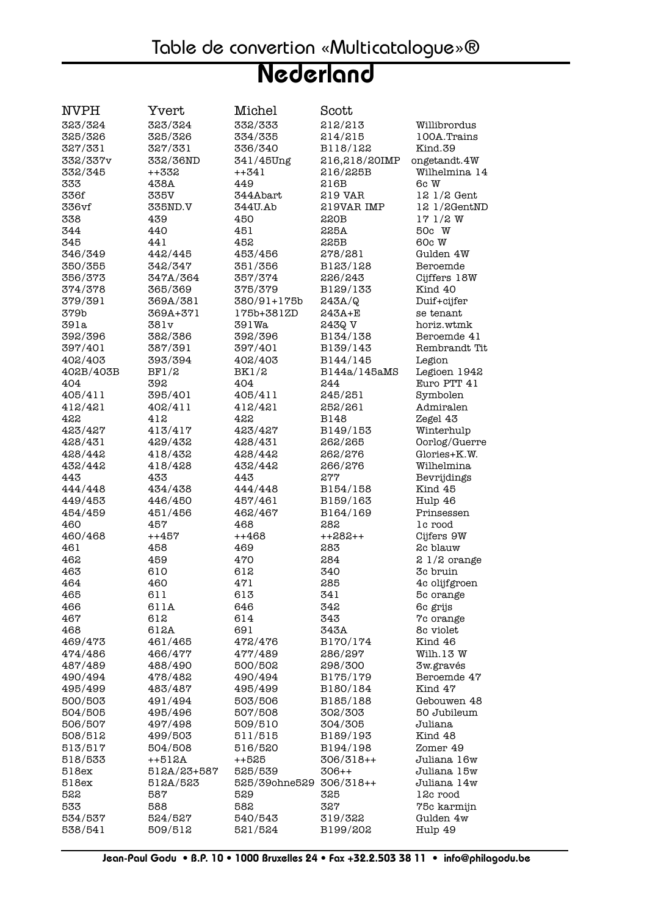# Table de convertion «Multicatalogue»®

## Nederland

| NVPH | Yvert | Michel | Scott | |
|---|---|---|---|---|
| 323/324 | 323/324 | 332/333 | 212/213 | Willibrordus |
| 325/326 | 325/326 | 334/335 | 214/215 | 100A.Trains |
| 327/331 | 327/331 | 336/340 | B118/122 | Kind.39 |
| 332/337v | 332/36ND | 341/45Ung | 216,218/20IMP | ongetandt.4W |
| 332/345 | ++332 | ++341 | 216/225B | Wilhelmina 14 |
| 333 | 438A | 449 | 216B | 6c W |
| 336f | 335V | 344Abart | 219 VAR | 12 1/2 Gent |
| 336vf | 335ND.V | 344U.Ab | 219VAR IMP | 12 1/2GentND |
| 338 | 439 | 450 | 220B | 17 1/2 W |
| 344 | 440 | 451 | 225A | 50c W |
| 345 | 441 | 452 | 225B | 60c W |
| 346/349 | 442/445 | 453/456 | 278/281 | Gulden 4W |
| 350/355 | 342/347 | 351/356 | B123/128 | Beroemde |
| 356/373 | 347A/364 | 357/374 | 226/243 | Cijffers 18W |
| 374/378 | 365/369 | 375/379 | B129/133 | Kind 40 |
| 379/391 | 369A/381 | 380/91+175b | 243A/Q | Duif+cijfer |
| 379b | 369A+371 | 175b+381ZD | 243A+E | se tenant |
| 391a | 381v | 391Wa | 243Q V | horiz.wtmk |
| 392/396 | 382/386 | 392/396 | B134/138 | Beroemde 41 |
| 397/401 | 387/391 | 397/401 | B139/143 | Rembrandt Tit |
| 402/403 | 393/394 | 402/403 | B144/145 | Legion |
| 402B/403B | BF1/2 | BK1/2 | B144a/145aMS | Legioen 1942 |
| 404 | 392 | 404 | 244 | Euro PTT 41 |
| 405/411 | 395/401 | 405/411 | 245/251 | Symbolen |
| 412/421 | 402/411 | 412/421 | 252/261 | Admiralen |
| 422 | 412 | 422 | B148 | Zegel 43 |
| 423/427 | 413/417 | 423/427 | B149/153 | Winterhulp |
| 428/431 | 429/432 | 428/431 | 262/265 | Oorlog/Guerre |
| 428/442 | 418/432 | 428/442 | 262/276 | Glories+K.W. |
| 432/442 | 418/428 | 432/442 | 266/276 | Wilhelmina |
| 443 | 433 | 443 | 277 | Bevrijdings |
| 444/448 | 434/438 | 444/448 | B154/158 | Kind 45 |
| 449/453 | 446/450 | 457/461 | B159/163 | Hulp 46 |
| 454/459 | 451/456 | 462/467 | B164/169 | Prinsessen |
| 460 | 457 | 468 | 282 | 1c rood |
| 460/468 | ++457 | ++468 | ++282++ | Cijfers 9W |
| 461 | 458 | 469 | 283 | 2c blauw |
| 462 | 459 | 470 | 284 | 2 1/2 orange |
| 463 | 610 | 612 | 340 | 3c bruin |
| 464 | 460 | 471 | 285 | 4c olijfgroen |
| 465 | 611 | 613 | 341 | 5c orange |
| 466 | 611A | 646 | 342 | 6c grijs |
| 467 | 612 | 614 | 343 | 7c orange |
| 468 | 612A | 691 | 343A | 8c violet |
| 469/473 | 461/465 | 472/476 | B170/174 | Kind 46 |
| 474/486 | 466/477 | 477/489 | 286/297 | Wilh.13 W |
| 487/489 | 488/490 | 500/502 | 298/300 | 3w.gravés |
| 490/494 | 478/482 | 490/494 | B175/179 | Beroemde 47 |
| 495/499 | 483/487 | 495/499 | B180/184 | Kind 47 |
| 500/503 | 491/494 | 503/506 | B185/188 | Gebouwen 48 |
| 504/505 | 495/496 | 507/508 | 302/303 | 50 Jubileum |
| 506/507 | 497/498 | 509/510 | 304/305 | Juliana |
| 508/512 | 499/503 | 511/515 | B189/193 | Kind 48 |
| 513/517 | 504/508 | 516/520 | B194/198 | Zomer 49 |
| 518/533 | ++512A | ++525 | 306/318++ | Juliana 16w |
| 518ex | 512A/23+587 | 525/539 | 306++ | Juliana 15w |
| 518ex | 512A/523 | 525/39ohne529 | 306/318++ | Juliana 14w |
| 522 | 587 | 529 | 325 | 12c rood |
| 533 | 588 | 582 | 327 | 75c karmijn |
| 534/537 | 524/527 | 540/543 | 319/322 | Gulden 4w |
| 538/541 | 509/512 | 521/524 | B199/202 | Hulp 49 |

Jean-Paul Godu • B.P. 10 • 1000 Bruxelles 24 • Fax +32.2.503 38 11 • info@philagodu.be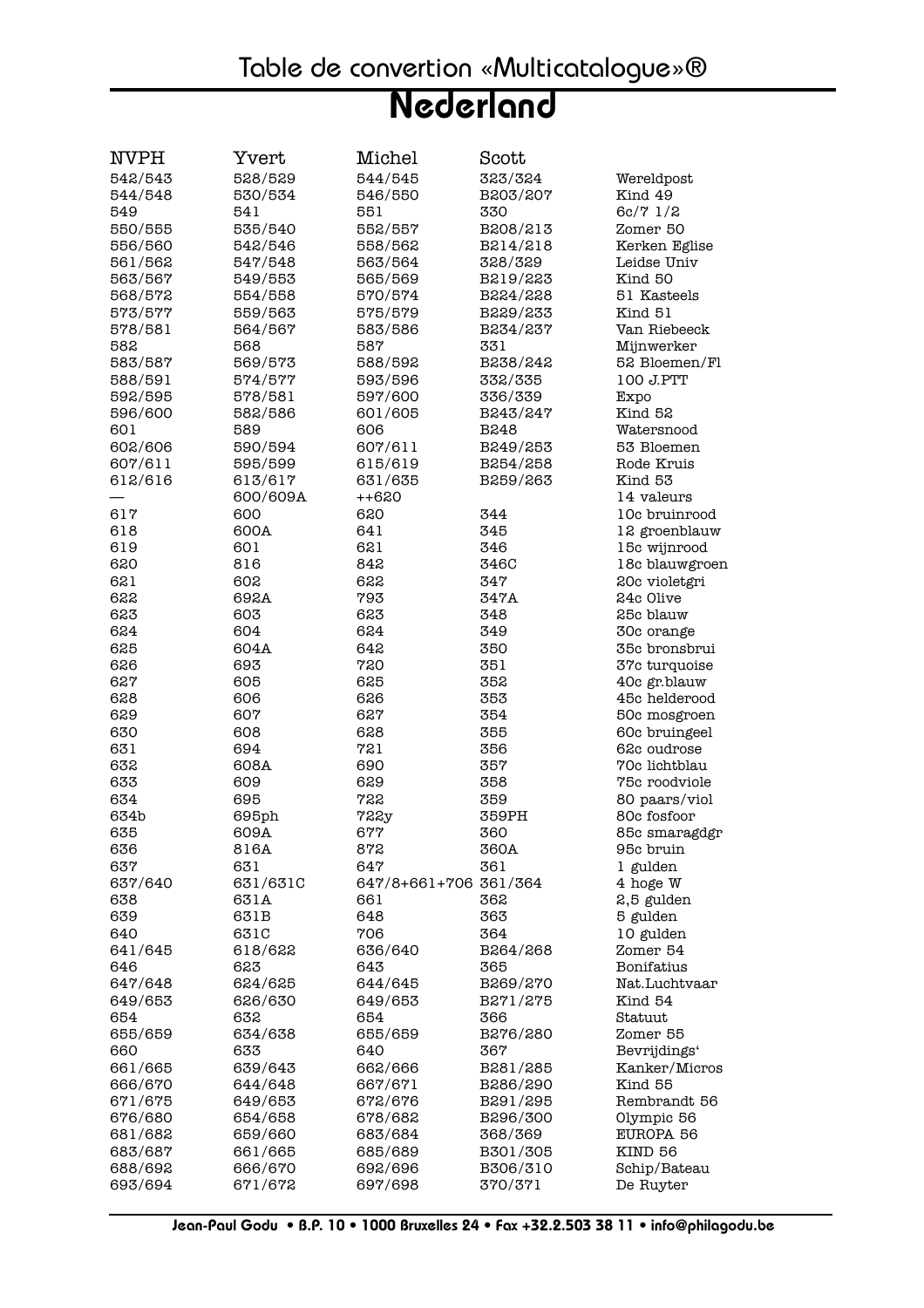# Table de convertion «Multicatalogue»®

## Nederland

| NVPH | Yvert | Michel | Scott | |
|---|---|---|---|---|
| 542/543 | 528/529 | 544/545 | 323/324 | Wereldpost |
| 544/548 | 530/534 | 546/550 | B203/207 | Kind 49 |
| 549 | 541 | 551 | 330 | 6c/7 1/2 |
| 550/555 | 535/540 | 552/557 | B208/213 | Zomer 50 |
| 556/560 | 542/546 | 558/562 | B214/218 | Kerken Eglise |
| 561/562 | 547/548 | 563/564 | 328/329 | Leidse Univ |
| 563/567 | 549/553 | 565/569 | B219/223 | Kind 50 |
| 568/572 | 554/558 | 570/574 | B224/228 | 51 Kasteels |
| 573/577 | 559/563 | 575/579 | B229/233 | Kind 51 |
| 578/581 | 564/567 | 583/586 | B234/237 | Van Riebeeck |
| 582 | 568 | 587 | 331 | Mijnwerker |
| 583/587 | 569/573 | 588/592 | B238/242 | 52 Bloemen/Fl |
| 588/591 | 574/577 | 593/596 | 332/335 | 100 J.PTT |
| 592/595 | 578/581 | 597/600 | 336/339 | Expo |
| 596/600 | 582/586 | 601/605 | B243/247 | Kind 52 |
| 601 | 589 | 606 | B248 | Watersnood |
| 602/606 | 590/594 | 607/611 | B249/253 | 53 Bloemen |
| 607/611 | 595/599 | 615/619 | B254/258 | Rode Kruis |
| 612/616 | 613/617 | 631/635 | B259/263 | Kind 53 |
| — | 600/609A | ++620 | | 14 valeurs |
| 617 | 600 | 620 | 344 | 10c bruinrood |
| 618 | 600A | 641 | 345 | 12 groenblauw |
| 619 | 601 | 621 | 346 | 15c wijnrood |
| 620 | 816 | 842 | 346C | 18c blauwgroen |
| 621 | 602 | 622 | 347 | 20c violetgri |
| 622 | 692A | 793 | 347A | 24c Olive |
| 623 | 603 | 623 | 348 | 25c blauw |
| 624 | 604 | 624 | 349 | 30c orange |
| 625 | 604A | 642 | 350 | 35c bronsbrui |
| 626 | 693 | 720 | 351 | 37c turquoise |
| 627 | 605 | 625 | 352 | 40c gr.blauw |
| 628 | 606 | 626 | 353 | 45c helderood |
| 629 | 607 | 627 | 354 | 50c mosgroen |
| 630 | 608 | 628 | 355 | 60c bruingeel |
| 631 | 694 | 721 | 356 | 62c oudrose |
| 632 | 608A | 690 | 357 | 70c lichtblau |
| 633 | 609 | 629 | 358 | 75c roodviole |
| 634 | 695 | 722 | 359 | 80 paars/viol |
| 634b | 695ph | 722y | 359PH | 80c fosfoor |
| 635 | 609A | 677 | 360 | 85c smaragdgr |
| 636 | 816A | 872 | 360A | 95c bruin |
| 637 | 631 | 647 | 361 | 1 gulden |
| 637/640 | 631/631C | 647/8+661+706 | 361/364 | 4 hoge W |
| 638 | 631A | 661 | 362 | 2,5 gulden |
| 639 | 631B | 648 | 363 | 5 gulden |
| 640 | 631C | 706 | 364 | 10 gulden |
| 641/645 | 618/622 | 636/640 | B264/268 | Zomer 54 |
| 646 | 623 | 643 | 365 | Bonifatius |
| 647/648 | 624/625 | 644/645 | B269/270 | Nat.Luchtvaar |
| 649/653 | 626/630 | 649/653 | B271/275 | Kind 54 |
| 654 | 632 | 654 | 366 | Statuut |
| 655/659 | 634/638 | 655/659 | B276/280 | Zomer 55 |
| 660 | 633 | 640 | 367 | Bevrijdings' |
| 661/665 | 639/643 | 662/666 | B281/285 | Kanker/Micros |
| 666/670 | 644/648 | 667/671 | B286/290 | Kind 55 |
| 671/675 | 649/653 | 672/676 | B291/295 | Rembrandt 56 |
| 676/680 | 654/658 | 678/682 | B296/300 | Olympic 56 |
| 681/682 | 659/660 | 683/684 | 368/369 | EUROPA 56 |
| 683/687 | 661/665 | 685/689 | B301/305 | KIND 56 |
| 688/692 | 666/670 | 692/696 | B306/310 | Schip/Bateau |
| 693/694 | 671/672 | 697/698 | 370/371 | De Ruyter |

Jean-Paul Godu • B.P. 10 • 1000 Bruxelles 24 • Fax +32.2.503 38 11 • info@philagodu.be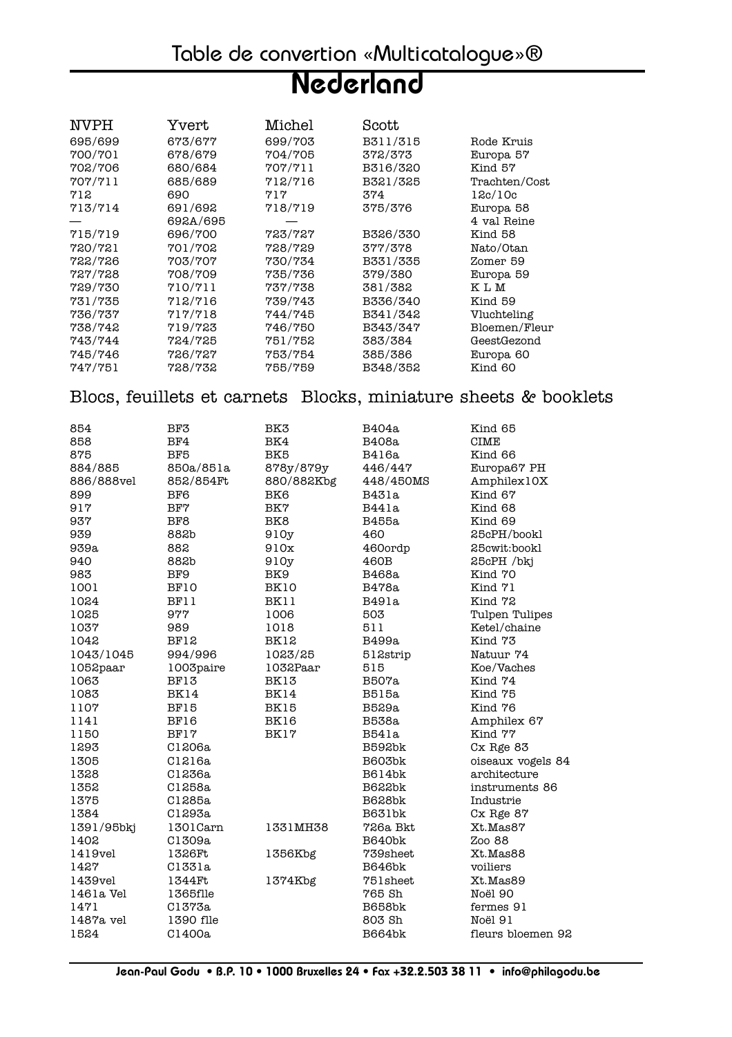# Table de convertion «Multicatalogue»®

## Nederland

| NVPH | Yvert | Michel | Scott | |
|---|---|---|---|---|
| 695/699 | 673/677 | 699/703 | B311/315 | Rode Kruis |
| 700/701 | 678/679 | 704/705 | 372/373 | Europa 57 |
| 702/706 | 680/684 | 707/711 | B316/320 | Kind 57 |
| 707/711 | 685/689 | 712/716 | B321/325 | Trachten/Cost |
| 712 | 690 | 717 | 374 | 12c/10c |
| 713/714 | 691/692 | 718/719 | 375/376 | Europa 58 |
| — | 692A/695 | — | | 4 val Reine |
| 715/719 | 696/700 | 723/727 | B326/330 | Kind 58 |
| 720/721 | 701/702 | 728/729 | 377/378 | Nato/Otan |
| 722/726 | 703/707 | 730/734 | B331/335 | Zomer 59 |
| 727/728 | 708/709 | 735/736 | 379/380 | Europa 59 |
| 729/730 | 710/711 | 737/738 | 381/382 | K L M |
| 731/735 | 712/716 | 739/743 | B336/340 | Kind 59 |
| 736/737 | 717/718 | 744/745 | B341/342 | Vluchteling |
| 738/742 | 719/723 | 746/750 | B343/347 | Bloemen/Fleur |
| 743/744 | 724/725 | 751/752 | 383/384 | GeestGezond |
| 745/746 | 726/727 | 753/754 | 385/386 | Europa 60 |
| 747/751 | 728/732 | 755/759 | B348/352 | Kind 60 |

## Blocs, feuillets et carnets Blocks, miniature sheets & booklets

| NVPH | Yvert | Michel | Scott | |
|---|---|---|---|---|
| 854 | BF3 | BK3 | B404a | Kind 65 |
| 858 | BF4 | BK4 | B408a | CIME |
| 875 | BF5 | BK5 | B416a | Kind 66 |
| 884/885 | 850a/851a | 878y/879y | 446/447 | Europa67 PH |
| 886/888vel | 852/854Ft | 880/882Kbg | 448/450MS | Amphilex10X |
| 899 | BF6 | BK6 | B431a | Kind 67 |
| 917 | BF7 | BK7 | B441a | Kind 68 |
| 937 | BF8 | BK8 | B455a | Kind 69 |
| 939 | 882b | 910y | 460 | 25cPH/bookl |
| 939a | 882 | 910x | 460ordp | 25cwit:bookl |
| 940 | 882b | 910y | 460B | 25cPH /bkj |
| 983 | BF9 | BK9 | B468a | Kind 70 |
| 1001 | BF10 | BK10 | B478a | Kind 71 |
| 1024 | BF11 | BK11 | B491a | Kind 72 |
| 1025 | 977 | 1006 | 503 | Tulpen Tulipes |
| 1037 | 989 | 1018 | 511 | Ketel/chaine |
| 1042 | BF12 | BK12 | B499a | Kind 73 |
| 1043/1045 | 994/996 | 1023/25 | 512strip | Natuur 74 |
| 1052paar | 1003paire | 1032Paar | 515 | Koe/Vaches |
| 1063 | BF13 | BK13 | B507a | Kind 74 |
| 1083 | BK14 | BK14 | B515a | Kind 75 |
| 1107 | BF15 | BK15 | B529a | Kind 76 |
| 1141 | BF16 | BK16 | B538a | Amphilex 67 |
| 1150 | BF17 | BK17 | B541a | Kind 77 |
| 1293 | C1206a | | B592bk | Cx Rge 83 |
| 1305 | C1216a | | B603bk | oiseaux vogels 84 |
| 1328 | C1236a | | B614bk | architecture |
| 1352 | C1258a | | B622bk | instruments 86 |
| 1375 | C1285a | | B628bk | Industrie |
| 1384 | C1293a | | B631bk | Cx Rge 87 |
| 1391/95bkj | 1301Carn | 1331MH38 | 726a Bkt | Xt.Mas87 |
| 1402 | C1309a | | B640bk | Zoo 88 |
| 1419vel | 1326Ft | 1356Kbg | 739sheet | Xt.Mas88 |
| 1427 | C1331a | | B646bk | voiliers |
| 1439vel | 1344Ft | 1374Kbg | 751sheet | Xt.Mas89 |
| 1461a Vel | 1365flle | | 765 Sh | Noël 90 |
| 1471 | C1373a | | B658bk | fermes 91 |
| 1487a vel | 1390 flle | | 803 Sh | Noël 91 |
| 1524 | C1400a | | B664bk | fleurs bloemen 92 |

Jean-Paul Godu • B.P. 10 • 1000 Bruxelles 24 • Fax +32.2.503 38 11 • info@philagodu.be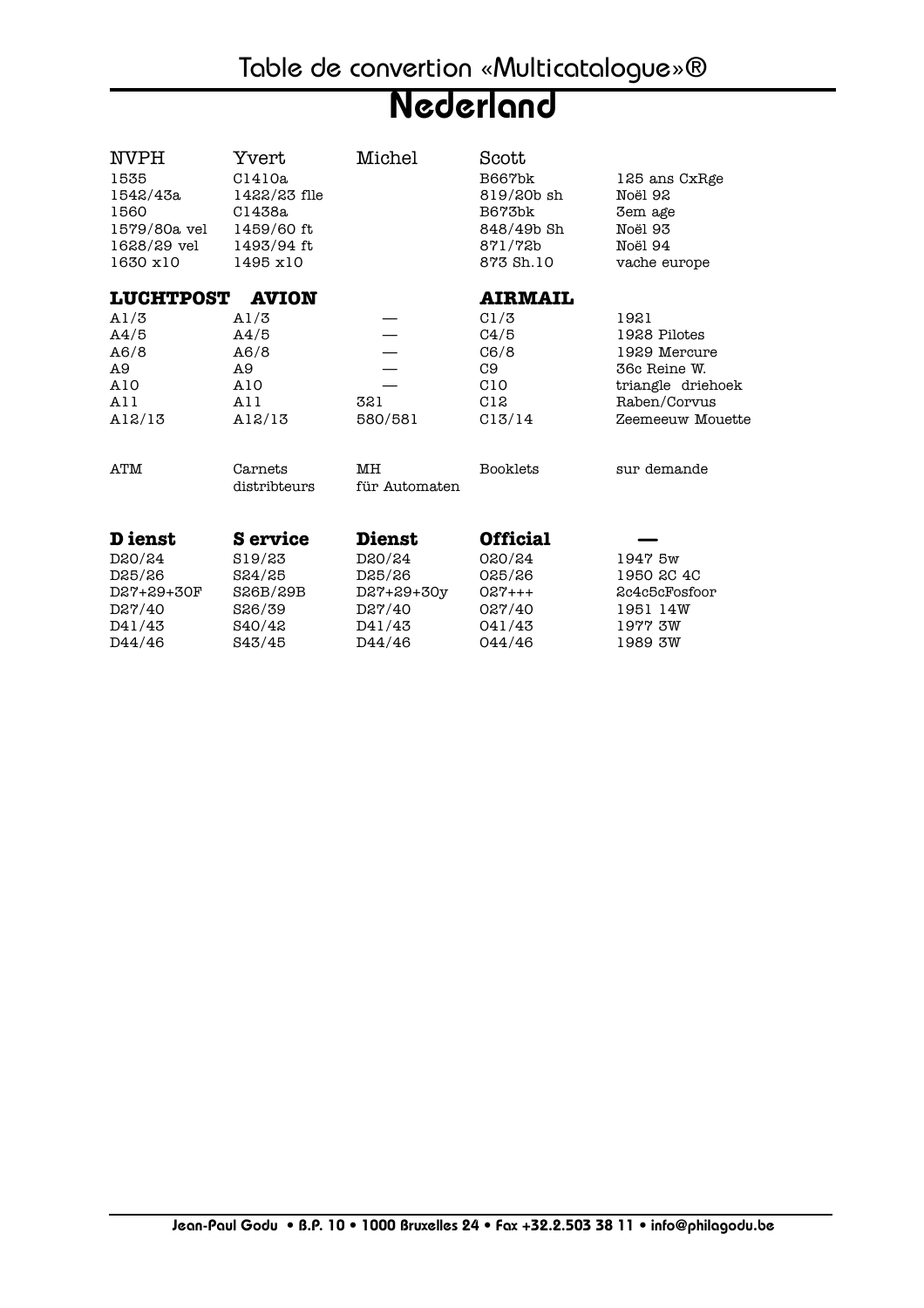# Table de convertion «Multicatalogue»®

## Nederland

| NVPH | Yvert | Michel | Scott | |
|---|---|---|---|---|
| 1535 | C1410a | | B667bk | 125 ans CxRge |
| 1542/43a | 1422/23 flle | | 819/20b sh | Noël 92 |
| 1560 | C1438a | | B673bk | 3em age |
| 1579/80a vel | 1459/60 ft | | 848/49b Sh | Noël 93 |
| 1628/29 vel | 1493/94 ft | | 871/72b | Noël 94 |
| 1630 x10 | 1495 x10 | | 873 Sh.10 | vache europe |
| **LUCHTPOST** | **AVION** | | **AIRMAIL** | |
| A1/3 | A1/3 | — | C1/3 | 1921 |
| A4/5 | A4/5 | — | C4/5 | 1928 Pilotes |
| A6/8 | A6/8 | — | C6/8 | 1929 Mercure |
| A9 | A9 | — | C9 | 36c Reine W. |
| A10 | A10 | — | C10 | triangle driehoek |
| A11 | A11 | 321 | C12 | Raben/Corvus |
| A12/13 | A12/13 | 580/581 | C13/14 | Zeemeeuw Mouette |
| ATM | Carnets distribteurs | MH für Automaten | Booklets | sur demande |
| **D ienst** | **S ervice** | **Dienst** | **Official** | **—** |
| D20/24 | S19/23 | D20/24 | O20/24 | 1947 5w |
| D25/26 | S24/25 | D25/26 | O25/26 | 1950 2C 4C |
| D27+29+30F | S26B/29B | D27+29+30y | O27+++ | 2c4c5cFosfoor |
| D27/40 | S26/39 | D27/40 | O27/40 | 1951 14W |
| D41/43 | S40/42 | D41/43 | O41/43 | 1977 3W |
| D44/46 | S43/45 | D44/46 | O44/46 | 1989 3W |

Jean-Paul Godu • B.P. 10 • 1000 Bruxelles 24 • Fax +32.2.503 38 11 • info@philagodu.be